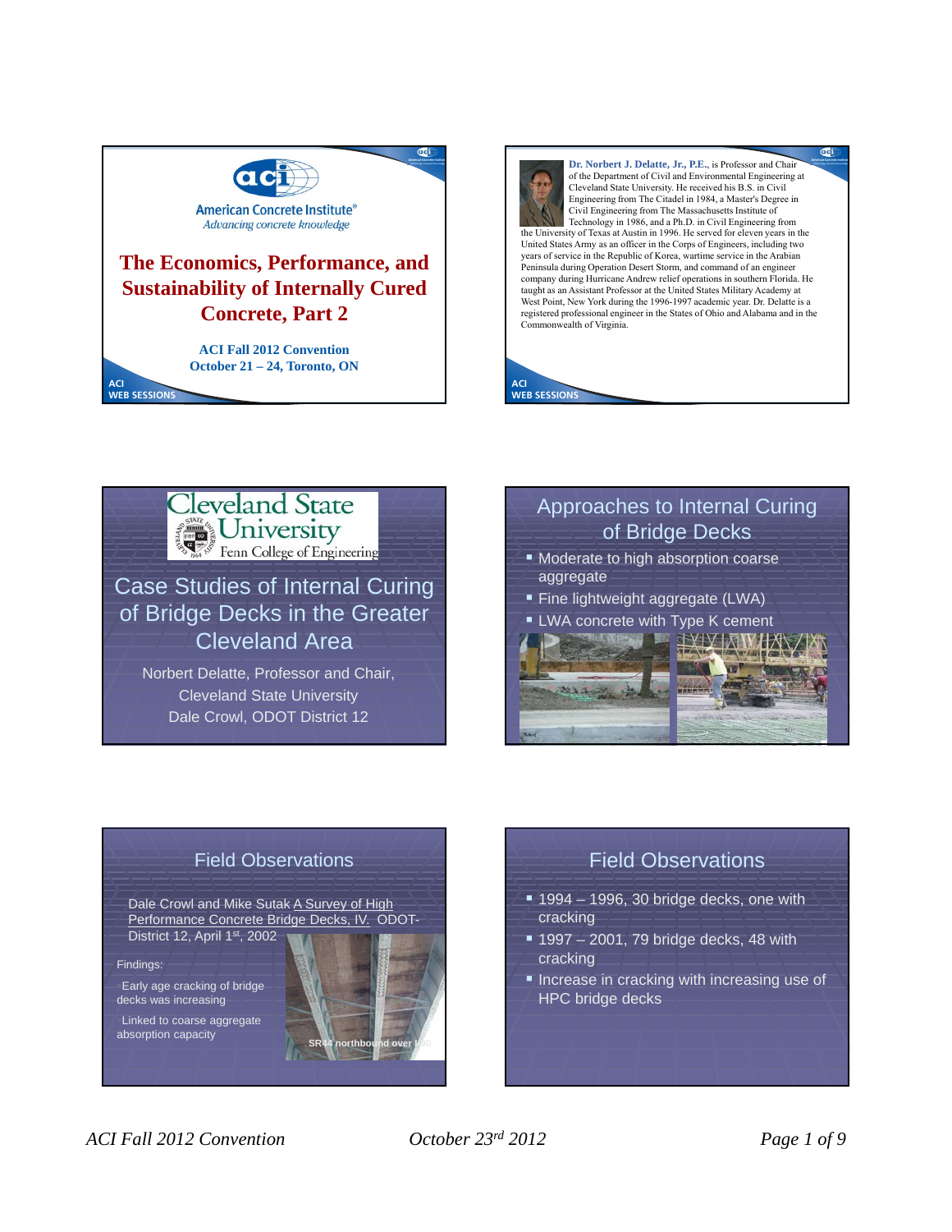# The Economics, Performance, and Sustainability of Internally Cured Concrete, Part 2

American Concrete Institute®
*Advancing concrete knowledge*

**ACI Fall 2012 Convention**
**October 21 – 24, Toronto, ON**

ACI WEB SESSIONS

---

**Dr. Norbert J. Delatte, Jr., P.E.**, is Professor and Chair of the Department of Civil and Environmental Engineering at Cleveland State University. He received his B.S. in Civil Engineering from The Citadel in 1984, a Master's Degree in Civil Engineering from The Massachusetts Institute of Technology in 1986, and a Ph.D. in Civil Engineering from the University of Texas at Austin in 1996. He served for eleven years in the United States Army as an officer in the Corps of Engineers, including two years of service in the Republic of Korea, wartime service in the Arabian Peninsula during Operation Desert Storm, and command of an engineer company during Hurricane Andrew relief operations in southern Florida. He taught as an Assistant Professor at the United States Military Academy at West Point, New York during the 1996-1997 academic year. Dr. Delatte is a registered professional engineer in the States of Ohio and Alabama and in the Commonwealth of Virginia.

ACI WEB SESSIONS

---

Cleveland State University
Fenn College of Engineering

## Case Studies of Internal Curing of Bridge Decks in the Greater Cleveland Area

Norbert Delatte, Professor and Chair, Cleveland State University

Dale Crowl, ODOT District 12

---

## Approaches to Internal Curing of Bridge Decks

- Moderate to high absorption coarse aggregate
- Fine lightweight aggregate (LWA)
- LWA concrete with Type K cement

---

## Field Observations

Dale Crowl and Mike Sutak A Survey of High Performance Concrete Bridge Decks, IV. ODOT-District 12, April 1st, 2002

Findings:

Early age cracking of bridge decks was increasing

Linked to coarse aggregate absorption capacity

SR44 northbound over I-90

---

## Field Observations

- 1994 – 1996, 30 bridge decks, one with cracking
- 1997 – 2001, 79 bridge decks, 48 with cracking
- Increase in cracking with increasing use of HPC bridge decks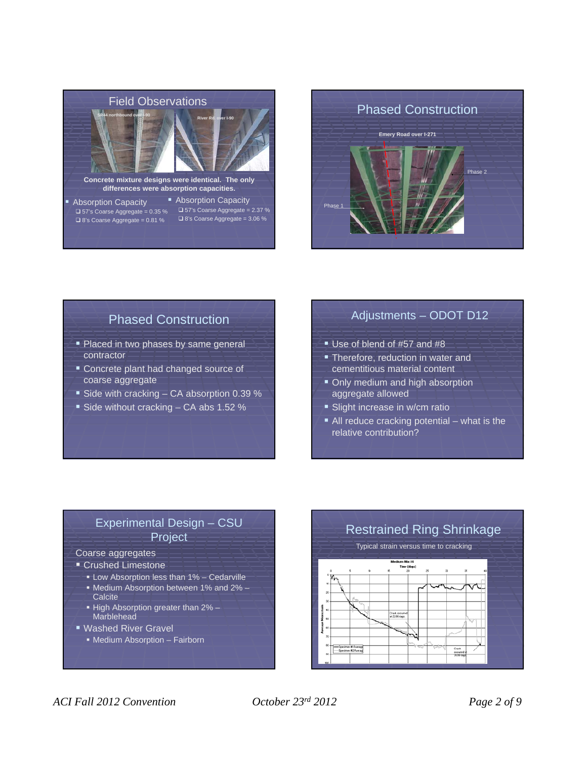## Field Observations

SR44 northbound over I-90

River Rd. over I-90

**Concrete mixture designs were identical. The only differences were absorption capacities.**

- Absorption Capacity
  - 57's Coarse Aggregate = 0.35 %
  - 8's Coarse Aggregate = 0.81 %
- Absorption Capacity
  - 57's Coarse Aggregate = 2.37 %
  - 8's Coarse Aggregate = 3.06 %

## Phased Construction

Emery Road over I-271

Phase 1

Phase 2

## Phased Construction

- Placed in two phases by same general contractor
- Concrete plant had changed source of coarse aggregate
- Side with cracking – CA absorption 0.39 %
- Side without cracking – CA abs 1.52 %

## Adjustments – ODOT D12

- Use of blend of #57 and #8
- Therefore, reduction in water and cementitious material content
- Only medium and high absorption aggregate allowed
- Slight increase in w/cm ratio
- All reduce cracking potential – what is the relative contribution?

## Experimental Design – CSU Project

Coarse aggregates

- Crushed Limestone
  - Low Absorption less than 1% – Cedarville
  - Medium Absorption between 1% and 2% – Calcite
  - High Absorption greater than 2% – Marblehead
- Washed River Gravel
  - Medium Absorption – Fairborn

## Restrained Ring Shrinkage

Typical strain versus time to cracking

Medium Mix #4

Time (days)

Average Microstrain

Crack occurred at 22.66 days

Crack occurred at 39.39 days

Specimen #1 Average

Specimen #2 Average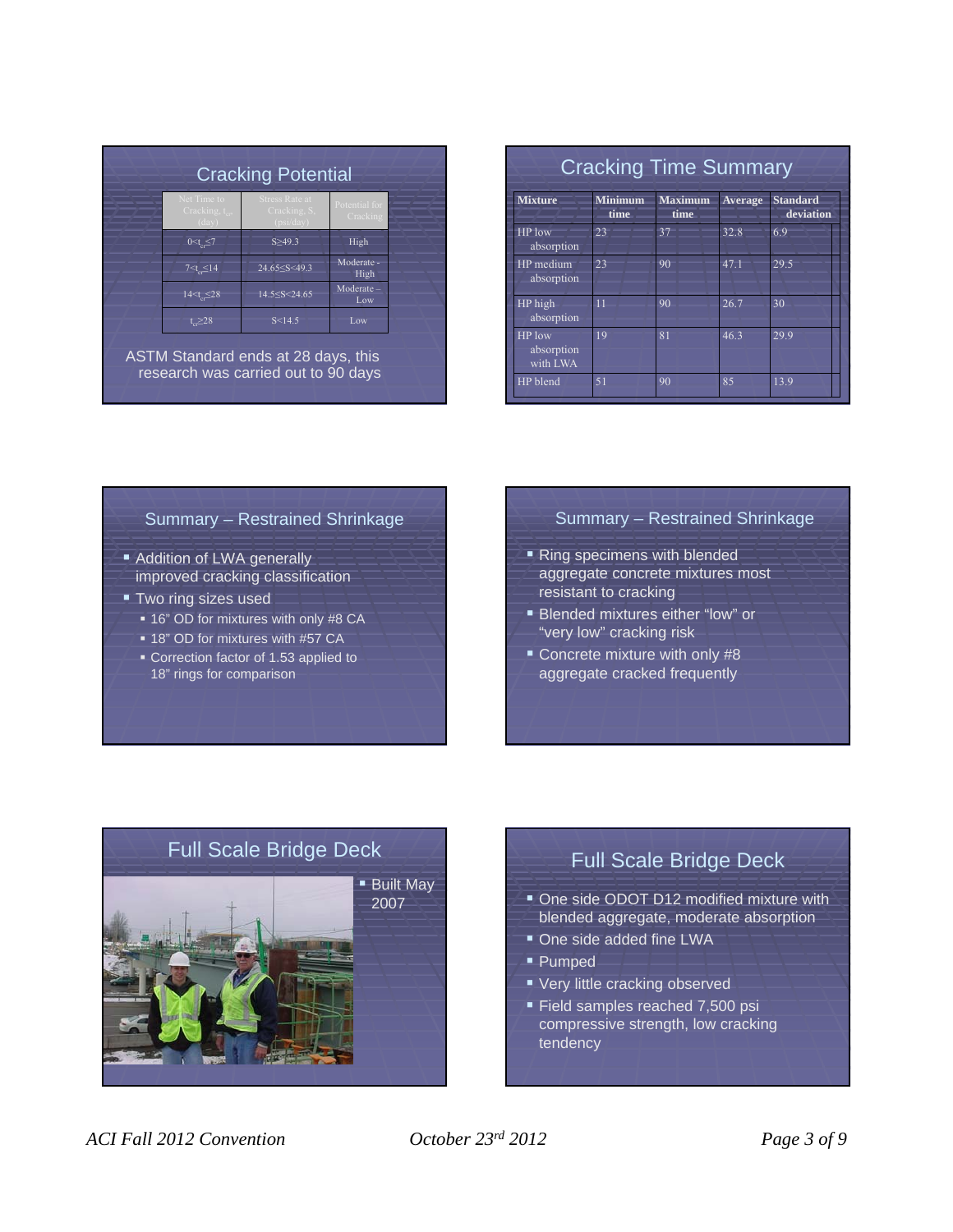## Cracking Potential

| Net Time to Cracking, $t_{cr}$ (day) | Stress Rate at Cracking, S, (psi/day) | Potential for Cracking |
|---|---|---|
| $0<t_{cr}\leq 7$ | $S\geq 49.3$ | High |
| $7<t_{cr}\leq 14$ | $24.65\leq S<49.3$ | Moderate - High |
| $14<t_{cr}\leq 28$ | $14.5\leq S<24.65$ | Moderate – Low |
| $t_{cr}\geq 28$ | $S<14.5$ | Low |

ASTM Standard ends at 28 days, this research was carried out to 90 days

## Cracking Time Summary

| Mixture | Minimum time | Maximum time | Average | Standard deviation |
|---|---|---|---|---|
| HP low absorption | 23 | 37 | 32.8 | 6.9 |
| HP medium absorption | 23 | 90 | 47.1 | 29.5 |
| HP high absorption | 11 | 90 | 26.7 | 30 |
| HP low absorption with LWA | 19 | 81 | 46.3 | 29.9 |
| HP blend | 51 | 90 | 85 | 13.9 |

## Summary – Restrained Shrinkage

- Addition of LWA generally improved cracking classification
- Two ring sizes used
  - 16" OD for mixtures with only #8 CA
  - 18" OD for mixtures with #57 CA
  - Correction factor of 1.53 applied to 18" rings for comparison

## Summary – Restrained Shrinkage

- Ring specimens with blended aggregate concrete mixtures most resistant to cracking
- Blended mixtures either "low" or "very low" cracking risk
- Concrete mixture with only #8 aggregate cracked frequently

## Full Scale Bridge Deck

- Built May 2007

## Full Scale Bridge Deck

- One side ODOT D12 modified mixture with blended aggregate, moderate absorption
- One side added fine LWA
- Pumped
- Very little cracking observed
- Field samples reached 7,500 psi compressive strength, low cracking tendency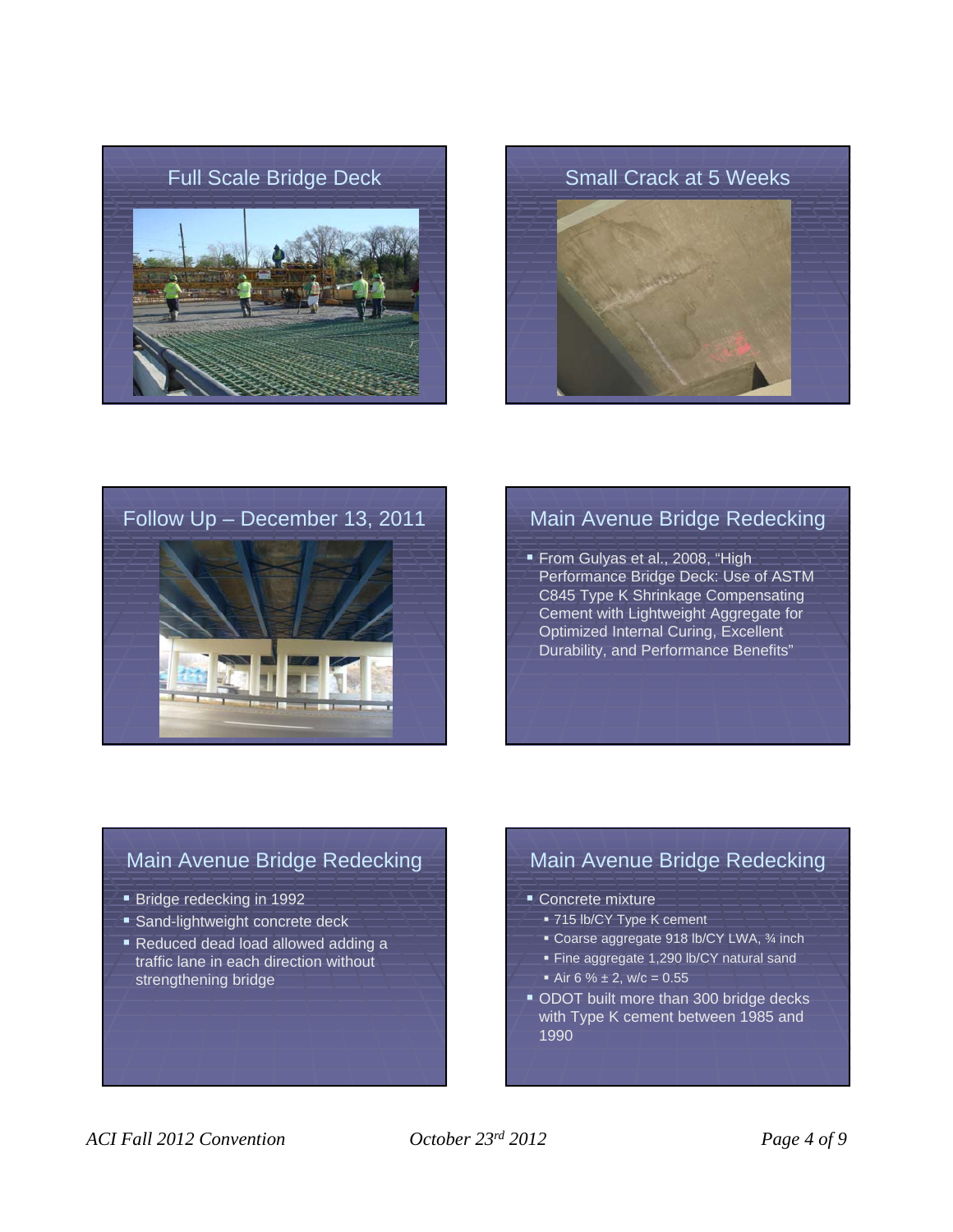## Full Scale Bridge Deck

## Small Crack at 5 Weeks

## Follow Up – December 13, 2011

## Main Avenue Bridge Redecking

- From Gulyas et al., 2008, "High Performance Bridge Deck: Use of ASTM C845 Type K Shrinkage Compensating Cement with Lightweight Aggregate for Optimized Internal Curing, Excellent Durability, and Performance Benefits"

## Main Avenue Bridge Redecking

- Bridge redecking in 1992
- Sand-lightweight concrete deck
- Reduced dead load allowed adding a traffic lane in each direction without strengthening bridge

## Main Avenue Bridge Redecking

- Concrete mixture
  - 715 lb/CY Type K cement
  - Coarse aggregate 918 lb/CY LWA, ¾ inch
  - Fine aggregate 1,290 lb/CY natural sand
  - Air 6 % ± 2, w/c = 0.55
- ODOT built more than 300 bridge decks with Type K cement between 1985 and 1990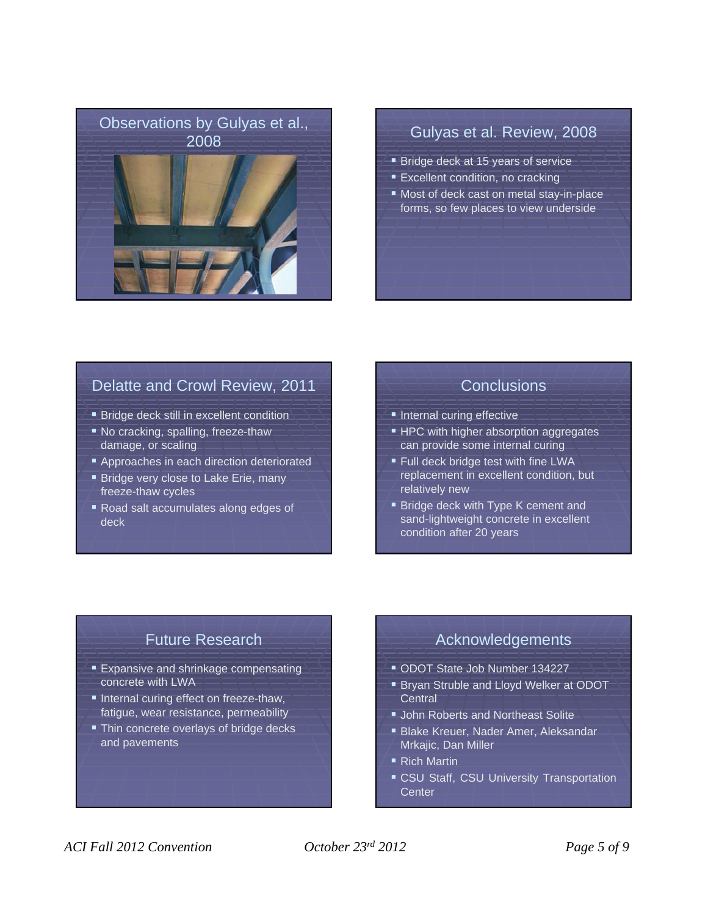## Observations by Gulyas et al., 2008

## Gulyas et al. Review, 2008

- Bridge deck at 15 years of service
- Excellent condition, no cracking
- Most of deck cast on metal stay-in-place forms, so few places to view underside

## Delatte and Crowl Review, 2011

- Bridge deck still in excellent condition
- No cracking, spalling, freeze-thaw damage, or scaling
- Approaches in each direction deteriorated
- Bridge very close to Lake Erie, many freeze-thaw cycles
- Road salt accumulates along edges of deck

## Conclusions

- Internal curing effective
- HPC with higher absorption aggregates can provide some internal curing
- Full deck bridge test with fine LWA replacement in excellent condition, but relatively new
- Bridge deck with Type K cement and sand-lightweight concrete in excellent condition after 20 years

## Future Research

- Expansive and shrinkage compensating concrete with LWA
- Internal curing effect on freeze-thaw, fatigue, wear resistance, permeability
- Thin concrete overlays of bridge decks and pavements

## Acknowledgements

- ODOT State Job Number 134227
- Bryan Struble and Lloyd Welker at ODOT Central
- John Roberts and Northeast Solite
- Blake Kreuer, Nader Amer, Aleksandar Mrkajic, Dan Miller
- Rich Martin
- CSU Staff, CSU University Transportation Center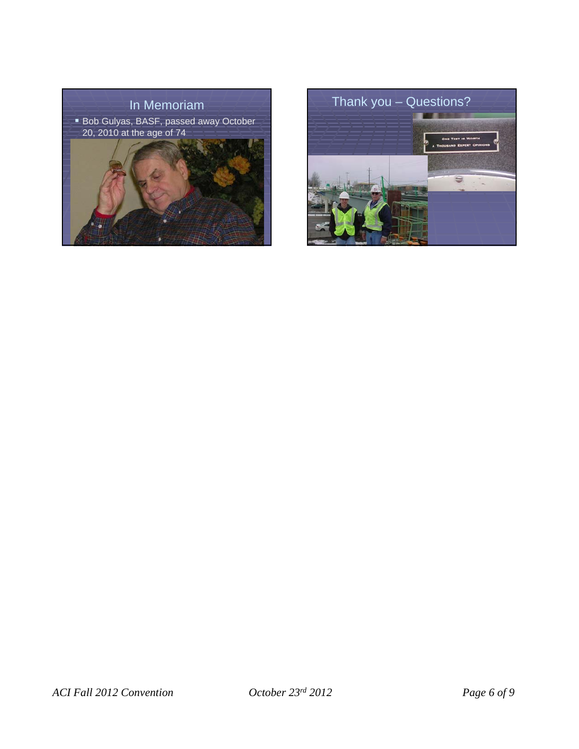## In Memoriam

- Bob Gulyas, BASF, passed away October 20, 2010 at the age of 74

## Thank you – Questions?

ONE TEST IS WORTH A THOUSAND EXPERT OPINIONS